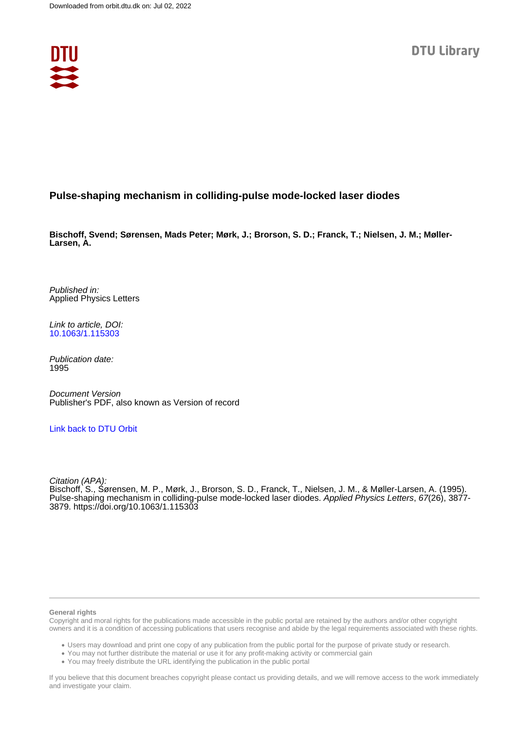Downloaded from orbit.dtu.dk on: Jul 02, 2022

DTU Library

# Pulse-shaping mechanism in colliding-pulse mode-locked laser diodes

**Bischoff, Svend; Sørensen, Mads Peter; Mørk, J.; Brorson, S. D.; Franck, T.; Nielsen, J. M.; Møller-Larsen, A.**

*Published in:*
Applied Physics Letters

*Link to article, DOI:*
10.1063/1.115303

*Publication date:*
1995

*Document Version*
Publisher's PDF, also known as Version of record

Link back to DTU Orbit

*Citation (APA):*
Bischoff, S., Sørensen, M. P., Mørk, J., Brorson, S. D., Franck, T., Nielsen, J. M., & Møller-Larsen, A. (1995). Pulse-shaping mechanism in colliding-pulse mode-locked laser diodes. *Applied Physics Letters*, *67*(26), 3877-3879. https://doi.org/10.1063/1.115303

**General rights**

Copyright and moral rights for the publications made accessible in the public portal are retained by the authors and/or other copyright owners and it is a condition of accessing publications that users recognise and abide by the legal requirements associated with these rights.

- Users may download and print one copy of any publication from the public portal for the purpose of private study or research.
- You may not further distribute the material or use it for any profit-making activity or commercial gain
- You may freely distribute the URL identifying the publication in the public portal

If you believe that this document breaches copyright please contact us providing details, and we will remove access to the work immediately and investigate your claim.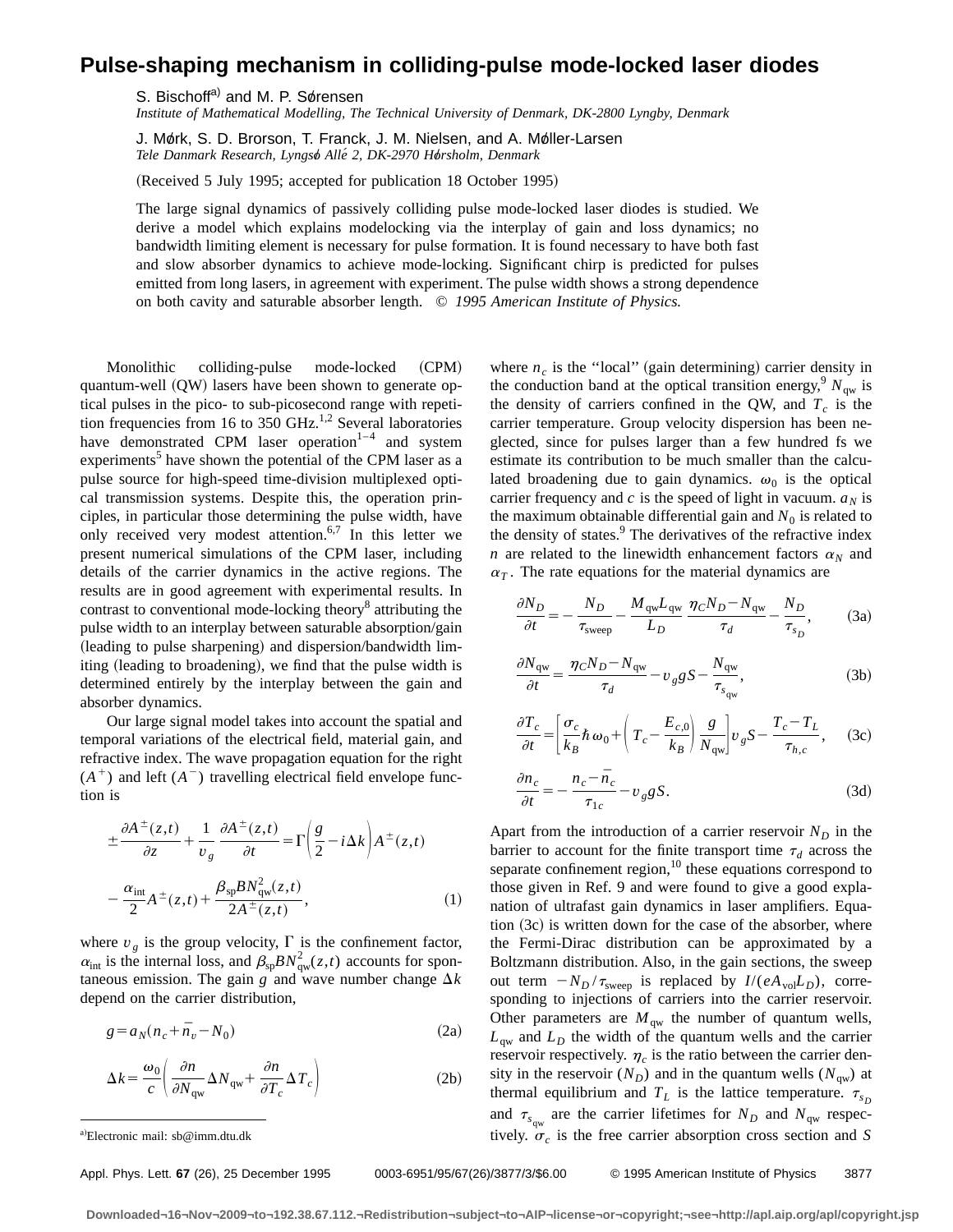# Pulse-shaping mechanism in colliding-pulse mode-locked laser diodes

S. Bischoff[a] and M. P. Sørensen

*Institute of Mathematical Modelling, The Technical University of Denmark, DK-2800 Lyngby, Denmark*

J. Mørk, S. D. Brorson, T. Franck, J. M. Nielsen, and A. Møller-Larsen

*Tele Danmark Research, Lyngsø Allé 2, DK-2970 Hørsholm, Denmark*

(Received 5 July 1995; accepted for publication 18 October 1995)

The large signal dynamics of passively colliding pulse mode-locked laser diodes is studied. We derive a model which explains modelocking via the interplay of gain and loss dynamics; no bandwidth limiting element is necessary for pulse formation. It is found necessary to have both fast and slow absorber dynamics to achieve mode-locking. Significant chirp is predicted for pulses emitted from long lasers, in agreement with experiment. The pulse width shows a strong dependence on both cavity and saturable absorber length. © *1995 American Institute of Physics.*

Monolithic colliding-pulse mode-locked (CPM) quantum-well (QW) lasers have been shown to generate optical pulses in the pico- to sub-picosecond range with repetition frequencies from 16 to 350 GHz.[1,2] Several laboratories have demonstrated CPM laser operation[1–4] and system experiments[5] have shown the potential of the CPM laser as a pulse source for high-speed time-division multiplexed optical transmission systems. Despite this, the operation principles, in particular those determining the pulse width, have only received very modest attention.[6,7] In this letter we present numerical simulations of the CPM laser, including details of the carrier dynamics in the active regions. The results are in good agreement with experimental results. In contrast to conventional mode-locking theory[8] attributing the pulse width to an interplay between saturable absorption/gain (leading to pulse sharpening) and dispersion/bandwidth limiting (leading to broadening), we find that the pulse width is determined entirely by the interplay between the gain and absorber dynamics.

Our large signal model takes into account the spatial and temporal variations of the electrical field, material gain, and refractive index. The wave propagation equation for the right ($A^+$) and left ($A^-$) travelling electrical field envelope function is

$$\pm\frac{\partial A^{\pm}(z,t)}{\partial z}+\frac{1}{v_g}\frac{\partial A^{\pm}(z,t)}{\partial t}=\Gamma\left(\frac{g}{2}-i\Delta k\right)A^{\pm}(z,t)-\frac{\alpha_{\mathrm{int}}}{2}A^{\pm}(z,t)+\frac{\beta_{\mathrm{sp}}BN_{\mathrm{qw}}^2(z,t)}{2A^{\pm}(z,t)},\tag{1}$$

where $v_g$ is the group velocity, $\Gamma$ is the confinement factor, $\alpha_{\mathrm{int}}$ is the internal loss, and $\beta_{\mathrm{sp}}BN_{\mathrm{qw}}^2(z,t)$ accounts for spontaneous emission. The gain $g$ and wave number change $\Delta k$ depend on the carrier distribution,

$$g=a_N(n_c+\bar{n}_v-N_0)\tag{2a}$$

$$\Delta k=\frac{\omega_0}{c}\left(\frac{\partial n}{\partial N_{\mathrm{qw}}}\Delta N_{\mathrm{qw}}+\frac{\partial n}{\partial T_c}\Delta T_c\right)\tag{2b}$$

where $n_c$ is the "local" (gain determining) carrier density in the conduction band at the optical transition energy,[9] $N_{\mathrm{qw}}$ is the density of carriers confined in the QW, and $T_c$ is the carrier temperature. Group velocity dispersion has been neglected, since for pulses larger than a few hundred fs we estimate its contribution to be much smaller than the calculated broadening due to gain dynamics. $\omega_0$ is the optical carrier frequency and $c$ is the speed of light in vacuum. $a_N$ is the maximum obtainable differential gain and $N_0$ is related to the density of states.[9] The derivatives of the refractive index $n$ are related to the linewidth enhancement factors $\alpha_N$ and $\alpha_T$. The rate equations for the material dynamics are

$$\frac{\partial N_D}{\partial t}=-\frac{N_D}{\tau_{\mathrm{sweep}}}-\frac{M_{\mathrm{qw}}L_{\mathrm{qw}}}{L_D}\frac{\eta_C N_D-N_{\mathrm{qw}}}{\tau_d}-\frac{N_D}{\tau_{s_D}},\tag{3a}$$

$$\frac{\partial N_{\mathrm{qw}}}{\partial t}=\frac{\eta_C N_D-N_{\mathrm{qw}}}{\tau_d}-v_g gS-\frac{N_{\mathrm{qw}}}{\tau_{s_{\mathrm{qw}}}},\tag{3b}$$

$$\frac{\partial T_c}{\partial t}=\left[\frac{\sigma_c}{k_B}\hbar\omega_0+\left(T_c-\frac{E_{c,0}}{k_B}\right)\frac{g}{N_{\mathrm{qw}}}\right]v_g S-\frac{T_c-T_L}{\tau_{h,c}},\tag{3c}$$

$$\frac{\partial n_c}{\partial t}=-\frac{n_c-\bar{n}_c}{\tau_{1c}}-v_g gS.\tag{3d}$$

Apart from the introduction of a carrier reservoir $N_D$ in the barrier to account for the finite transport time $\tau_d$ across the separate confinement region,[10] these equations correspond to those given in Ref. 9 and were found to give a good explanation of ultrafast gain dynamics in laser amplifiers. Equation (3c) is written down for the case of the absorber, where the Fermi-Dirac distribution can be approximated by a Boltzmann distribution. Also, in the gain sections, the sweep out term $-N_D/\tau_{\mathrm{sweep}}$ is replaced by $I/(eA_{\mathrm{vol}}L_D)$, corresponding to injections of carriers into the carrier reservoir. Other parameters are $M_{\mathrm{qw}}$ the number of quantum wells, $L_{\mathrm{qw}}$ and $L_D$ the width of the quantum wells and the carrier reservoir respectively. $\eta_c$ is the ratio between the carrier density in the reservoir ($N_D$) and in the quantum wells ($N_{\mathrm{qw}}$) at thermal equilibrium and $T_L$ is the lattice temperature. $\tau_{s_D}$ and $\tau_{s_{\mathrm{qw}}}$ are the carrier lifetimes for $N_D$ and $N_{\mathrm{qw}}$ respectively. $\sigma_c$ is the free carrier absorption cross section and $S$

[a]Electronic mail: sb@imm.dtu.dk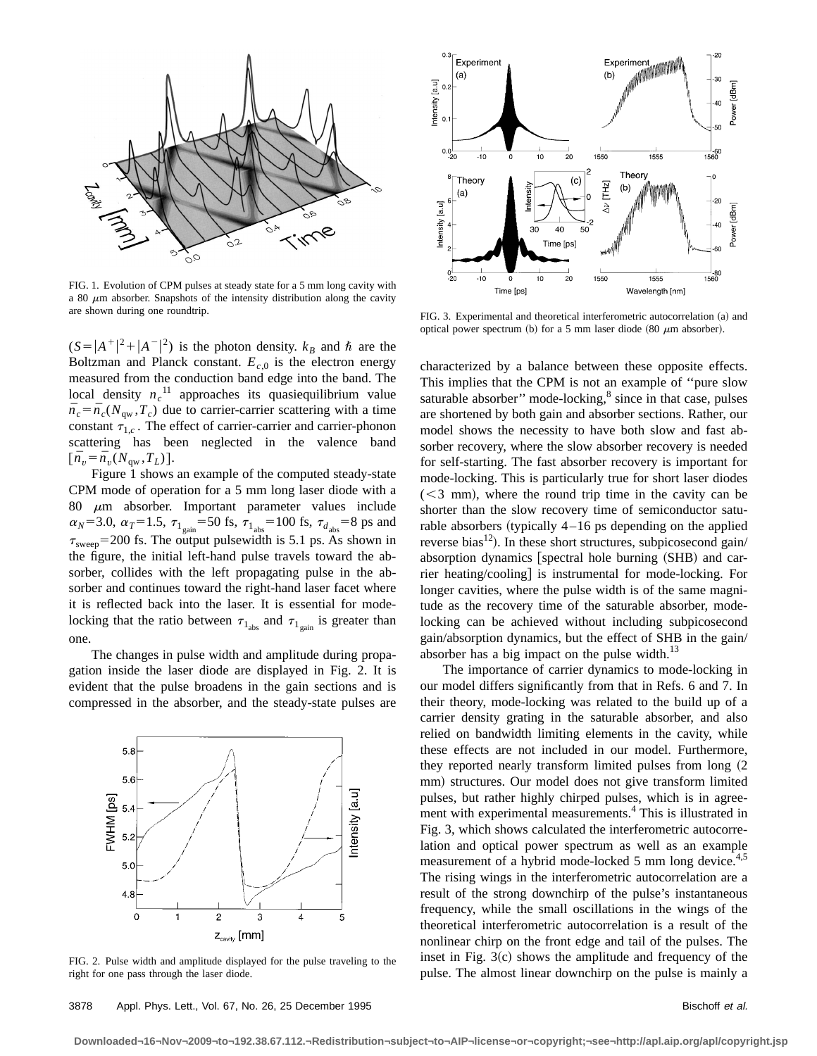FIG. 1. Evolution of CPM pulses at steady state for a 5 mm long cavity with a 80 $\mu$m absorber. Snapshots of the intensity distribution along the cavity are shown during one roundtrip.

($S=|A^+|^2+|A^-|^2$) is the photon density. $k_B$ and $\hbar$ are the Boltzman and Planck constant. $E_{c,0}$ is the electron energy measured from the conduction band edge into the band. The local density $n_c$[11] approaches its quasiequilibrium value $\bar{n}_c=\bar{n}_c(N_{\rm qw},T_c)$ due to carrier-carrier scattering with a time constant $\tau_{1,c}$. The effect of carrier-carrier and carrier-phonon scattering has been neglected in the valence band $[\bar{n}_v=\bar{n}_v(N_{\rm qw},T_L)]$.

Figure 1 shows an example of the computed steady-state CPM mode of operation for a 5 mm long laser diode with a 80 $\mu$m absorber. Important parameter values include $\alpha_N=3.0$, $\alpha_T=1.5$, $\tau_{1_{\rm gain}}=50$ fs, $\tau_{1_{\rm abs}}=100$ fs, $\tau_{d_{\rm abs}}=8$ ps and $\tau_{\rm sweep}=200$ fs. The output pulsewidth is 5.1 ps. As shown in the figure, the initial left-hand pulse travels toward the absorber, collides with the left propagating pulse in the absorber and continues toward the right-hand laser facet where it is reflected back into the laser. It is essential for mode-locking that the ratio between $\tau_{1_{\rm abs}}$ and $\tau_{1_{\rm gain}}$ is greater than one.

The changes in pulse width and amplitude during propagation inside the laser diode are displayed in Fig. 2. It is evident that the pulse broadens in the gain sections and is compressed in the absorber, and the steady-state pulses are characterized by a balance between these opposite effects. This implies that the CPM is not an example of "pure slow saturable absorber" mode-locking,[8] since in that case, pulses are shortened by both gain and absorber sections. Rather, our model shows the necessity to have both slow and fast absorber recovery, where the slow absorber recovery is needed for self-starting. The fast absorber recovery is important for mode-locking. This is particularly true for short laser diodes (<3 mm), where the round trip time in the cavity can be shorter than the slow recovery time of semiconductor saturable absorbers (typically 4–16 ps depending on the applied reverse bias[12]). In these short structures, subpicosecond gain/absorption dynamics [spectral hole burning (SHB) and carrier heating/cooling] is instrumental for mode-locking. For longer cavities, where the pulse width is of the same magnitude as the recovery time of the saturable absorber, mode-locking can be achieved without including subpicosecond gain/absorption dynamics, but the effect of SHB in the gain/absorber has a big impact on the pulse width.[13]

FIG. 2. Pulse width and amplitude displayed for the pulse traveling to the right for one pass through the laser diode.

FIG. 3. Experimental and theoretical interferometric autocorrelation (a) and optical power spectrum (b) for a 5 mm laser diode (80 $\mu$m absorber).

The importance of carrier dynamics to mode-locking in our model differs significantly from that in Refs. 6 and 7. In their theory, mode-locking was related to the build up of a carrier density grating in the saturable absorber, and also relied on bandwidth limiting elements in the cavity, while these effects are not included in our model. Furthermore, they reported nearly transform limited pulses from long (2 mm) structures. Our model does not give transform limited pulses, but rather highly chirped pulses, which is in agreement with experimental measurements.[4] This is illustrated in Fig. 3, which shows calculated the interferometric autocorrelation and optical power spectrum as well as an example measurement of a hybrid mode-locked 5 mm long device.[4,5] The rising wings in the interferometric autocorrelation are a result of the strong downchirp of the pulse's instantaneous frequency, while the small oscillations in the wings of the theoretical interferometric autocorrelation is a result of the nonlinear chirp on the front edge and tail of the pulses. The inset in Fig. 3(c) shows the amplitude and frequency of the pulse. The almost linear downchirp on the pulse is mainly a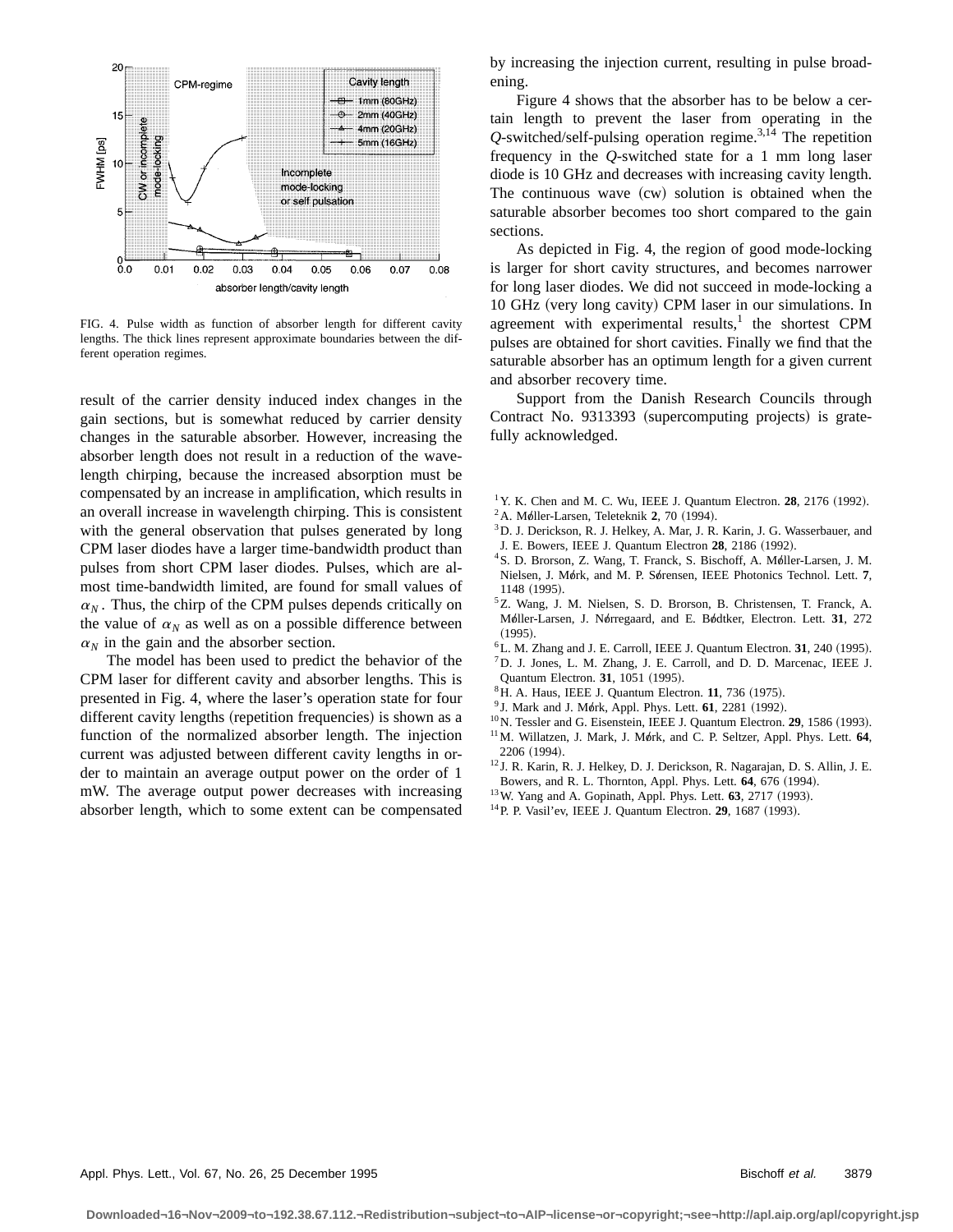20

CPM-regime

Cavity length

1mm (80GHz)

2mm (40GHz)

4mm (20GHz)

5mm (16GHz)

FWHM [ps]

CW or incomplete mode-locking

Incomplete mode-locking or self pulsation

absorber length/cavity length

0.0 0.01 0.02 0.03 0.04 0.05 0.06 0.07 0.08

0 5 10 15

FIG. 4. Pulse width as function of absorber length for different cavity lengths. The thick lines represent approximate boundaries between the different operation regimes.

result of the carrier density induced index changes in the gain sections, but is somewhat reduced by carrier density changes in the saturable absorber. However, increasing the absorber length does not result in a reduction of the wavelength chirping, because the increased absorption must be compensated by an increase in amplification, which results in an overall increase in wavelength chirping. This is consistent with the general observation that pulses generated by long CPM laser diodes have a larger time-bandwidth product than pulses from short CPM laser diodes. Pulses, which are almost time-bandwidth limited, are found for small values of $\alpha_N$. Thus, the chirp of the CPM pulses depends critically on the value of $\alpha_N$ as well as on a possible difference between $\alpha_N$ in the gain and the absorber section.

The model has been used to predict the behavior of the CPM laser for different cavity and absorber lengths. This is presented in Fig. 4, where the laser's operation state for four different cavity lengths (repetition frequencies) is shown as a function of the normalized absorber length. The injection current was adjusted between different cavity lengths in order to maintain an average output power on the order of 1 mW. The average output power decreases with increasing absorber length, which to some extent can be compensated by increasing the injection current, resulting in pulse broadening.

Figure 4 shows that the absorber has to be below a certain length to prevent the laser from operating in the *Q*-switched/self-pulsing operation regime.[3,14] The repetition frequency in the *Q*-switched state for a 1 mm long laser diode is 10 GHz and decreases with increasing cavity length. The continuous wave (cw) solution is obtained when the saturable absorber becomes too short compared to the gain sections.

As depicted in Fig. 4, the region of good mode-locking is larger for short cavity structures, and becomes narrower for long laser diodes. We did not succeed in mode-locking a 10 GHz (very long cavity) CPM laser in our simulations. In agreement with experimental results,[1] the shortest CPM pulses are obtained for short cavities. Finally we find that the saturable absorber has an optimum length for a given current and absorber recovery time.

Support from the Danish Research Councils through Contract No. 9313393 (supercomputing projects) is gratefully acknowledged.

[1] Y. K. Chen and M. C. Wu, IEEE J. Quantum Electron. **28**, 2176 (1992).
[2] A. Møller-Larsen, Teleteknik **2**, 70 (1994).
[3] D. J. Derickson, R. J. Helkey, A. Mar, J. R. Karin, J. G. Wasserbauer, and J. E. Bowers, IEEE J. Quantum Electron **28**, 2186 (1992).
[4] S. D. Brorson, Z. Wang, T. Franck, S. Bischoff, A. Møller-Larsen, J. M. Nielsen, J. Mørk, and M. P. Sørensen, IEEE Photonics Technol. Lett. **7**, 1148 (1995).
[5] Z. Wang, J. M. Nielsen, S. D. Brorson, B. Christensen, T. Franck, A. Møller-Larsen, J. Nørregaard, and E. Bødtker, Electron. Lett. **31**, 272 (1995).
[6] L. M. Zhang and J. E. Carroll, IEEE J. Quantum Electron. **31**, 240 (1995).
[7] D. J. Jones, L. M. Zhang, J. E. Carroll, and D. D. Marcenac, IEEE J. Quantum Electron. **31**, 1051 (1995).
[8] H. A. Haus, IEEE J. Quantum Electron. **11**, 736 (1975).
[9] J. Mark and J. Mørk, Appl. Phys. Lett. **61**, 2281 (1992).
[10] N. Tessler and G. Eisenstein, IEEE J. Quantum Electron. **29**, 1586 (1993).
[11] M. Willatzen, J. Mark, J. Mørk, and C. P. Seltzer, Appl. Phys. Lett. **64**, 2206 (1994).
[12] J. R. Karin, R. J. Helkey, D. J. Derickson, R. Nagarajan, D. S. Allin, J. E. Bowers, and R. L. Thornton, Appl. Phys. Lett. **64**, 676 (1994).
[13] W. Yang and A. Gopinath, Appl. Phys. Lett. **63**, 2717 (1993).
[14] P. P. Vasil'ev, IEEE J. Quantum Electron. **29**, 1687 (1993).